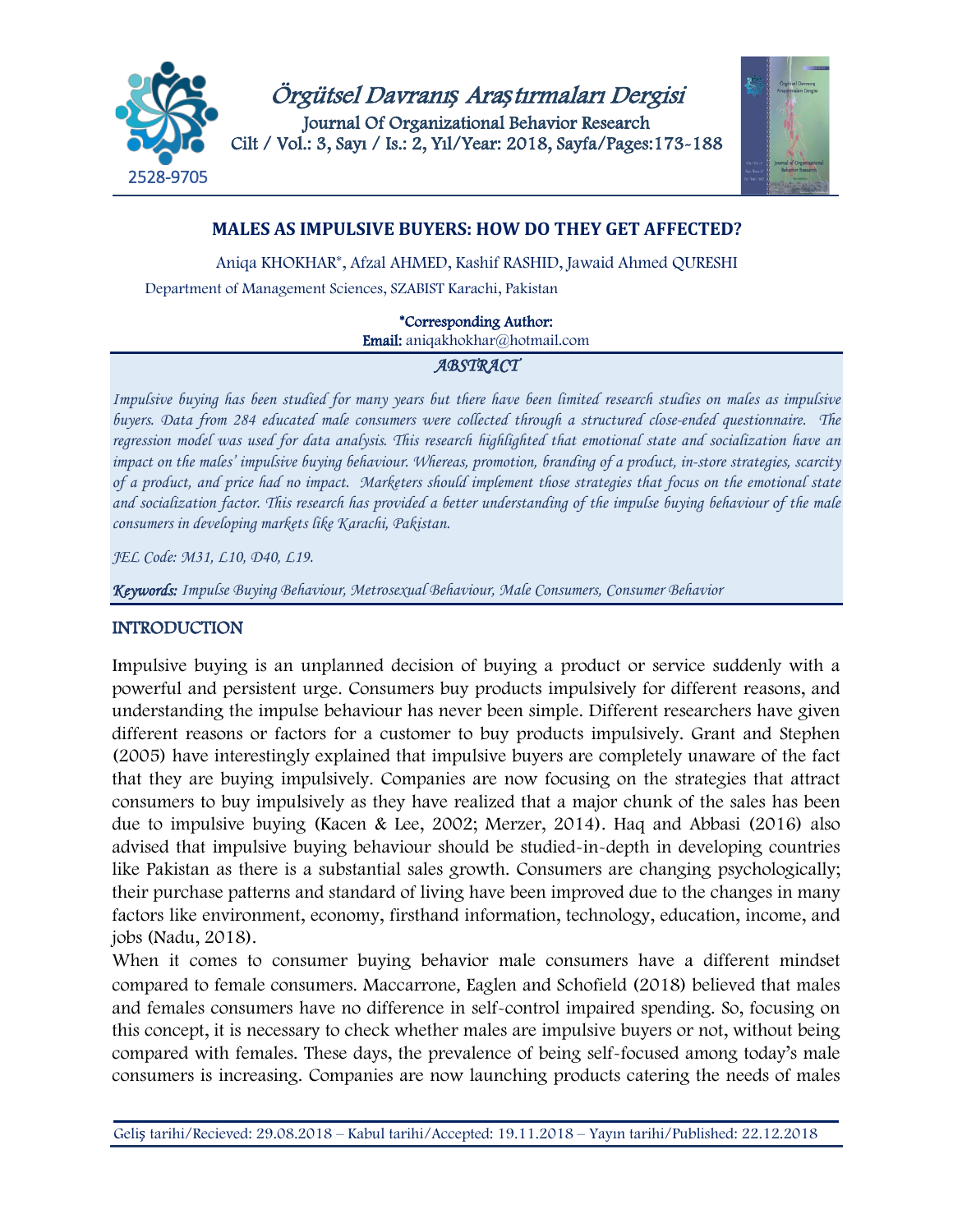# MALES AS IMPULSIVE BUYERS: HOW DO THEY GET AFFECTED?

Aniqa KHOKHAR*, Afzal AHMED, Kashif RASHID, Jawaid Ahmed QURESHI

Department of Management Sciences, SZABIST Karachi, Pakistan

*Corresponding Author:
**Email:** aniqakhokhar@hotmail.com

## *ABSTRACT*

*Impulsive buying has been studied for many years but there have been limited research studies on males as impulsive buyers. Data from 284 educated male consumers were collected through a structured close-ended questionnaire. The regression model was used for data analysis. This research highlighted that emotional state and socialization have an impact on the males' impulsive buying behaviour. Whereas, promotion, branding of a product, in-store strategies, scarcity of a product, and price had no impact. Marketers should implement those strategies that focus on the emotional state and socialization factor. This research has provided a better understanding of the impulse buying behaviour of the male consumers in developing markets like Karachi, Pakistan.*

*JEL Code: M31, L10, D40, L19.*

***Keywords:*** *Impulse Buying Behaviour, Metrosexual Behaviour, Male Consumers, Consumer Behavior*

## INTRODUCTION

Impulsive buying is an unplanned decision of buying a product or service suddenly with a powerful and persistent urge. Consumers buy products impulsively for different reasons, and understanding the impulse behaviour has never been simple. Different researchers have given different reasons or factors for a customer to buy products impulsively. Grant and Stephen (2005) have interestingly explained that impulsive buyers are completely unaware of the fact that they are buying impulsively. Companies are now focusing on the strategies that attract consumers to buy impulsively as they have realized that a major chunk of the sales has been due to impulsive buying (Kacen & Lee, 2002; Merzer, 2014). Haq and Abbasi (2016) also advised that impulsive buying behaviour should be studied-in-depth in developing countries like Pakistan as there is a substantial sales growth. Consumers are changing psychologically; their purchase patterns and standard of living have been improved due to the changes in many factors like environment, economy, firsthand information, technology, education, income, and jobs (Nadu, 2018).

When it comes to consumer buying behavior male consumers have a different mindset compared to female consumers. Maccarrone, Eaglen and Schofield (2018) believed that males and females consumers have no difference in self-control impaired spending. So, focusing on this concept, it is necessary to check whether males are impulsive buyers or not, without being compared with females. These days, the prevalence of being self-focused among today's male consumers is increasing. Companies are now launching products catering the needs of males

Geliş tarihi/Recieved: 29.08.2018 – Kabul tarihi/Accepted: 19.11.2018 – Yayın tarihi/Published: 22.12.2018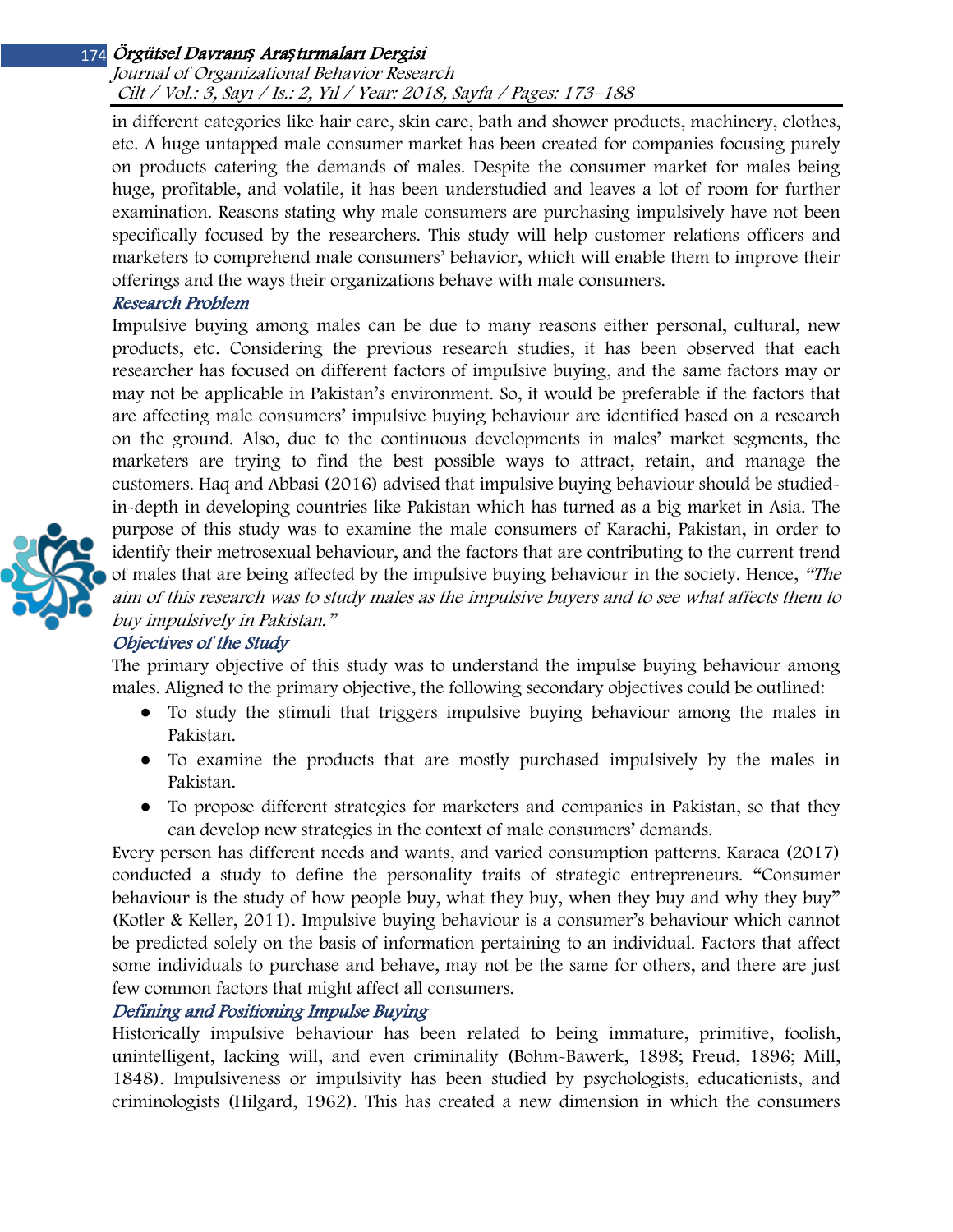in different categories like hair care, skin care, bath and shower products, machinery, clothes, etc. A huge untapped male consumer market has been created for companies focusing purely on products catering the demands of males. Despite the consumer market for males being huge, profitable, and volatile, it has been understudied and leaves a lot of room for further examination. Reasons stating why male consumers are purchasing impulsively have not been specifically focused by the researchers. This study will help customer relations officers and marketers to comprehend male consumers' behavior, which will enable them to improve their offerings and the ways their organizations behave with male consumers.

### Research Problem

Impulsive buying among males can be due to many reasons either personal, cultural, new products, etc. Considering the previous research studies, it has been observed that each researcher has focused on different factors of impulsive buying, and the same factors may or may not be applicable in Pakistan's environment. So, it would be preferable if the factors that are affecting male consumers' impulsive buying behaviour are identified based on a research on the ground. Also, due to the continuous developments in males' market segments, the marketers are trying to find the best possible ways to attract, retain, and manage the customers. Haq and Abbasi (2016) advised that impulsive buying behaviour should be studied-in-depth in developing countries like Pakistan which has turned as a big market in Asia. The purpose of this study was to examine the male consumers of Karachi, Pakistan, in order to identify their metrosexual behaviour, and the factors that are contributing to the current trend of males that are being affected by the impulsive buying behaviour in the society. Hence, *"The aim of this research was to study males as the impulsive buyers and to see what affects them to buy impulsively in Pakistan."*

### Objectives of the Study

The primary objective of this study was to understand the impulse buying behaviour among males. Aligned to the primary objective, the following secondary objectives could be outlined:

- To study the stimuli that triggers impulsive buying behaviour among the males in Pakistan.
- To examine the products that are mostly purchased impulsively by the males in Pakistan.
- To propose different strategies for marketers and companies in Pakistan, so that they can develop new strategies in the context of male consumers' demands.

Every person has different needs and wants, and varied consumption patterns. Karaca (2017) conducted a study to define the personality traits of strategic entrepreneurs. "Consumer behaviour is the study of how people buy, what they buy, when they buy and why they buy" (Kotler & Keller, 2011). Impulsive buying behaviour is a consumer's behaviour which cannot be predicted solely on the basis of information pertaining to an individual. Factors that affect some individuals to purchase and behave, may not be the same for others, and there are just few common factors that might affect all consumers.

### Defining and Positioning Impulse Buying

Historically impulsive behaviour has been related to being immature, primitive, foolish, unintelligent, lacking will, and even criminality (Bohm-Bawerk, 1898; Freud, 1896; Mill, 1848). Impulsiveness or impulsivity has been studied by psychologists, educationists, and criminologists (Hilgard, 1962). This has created a new dimension in which the consumers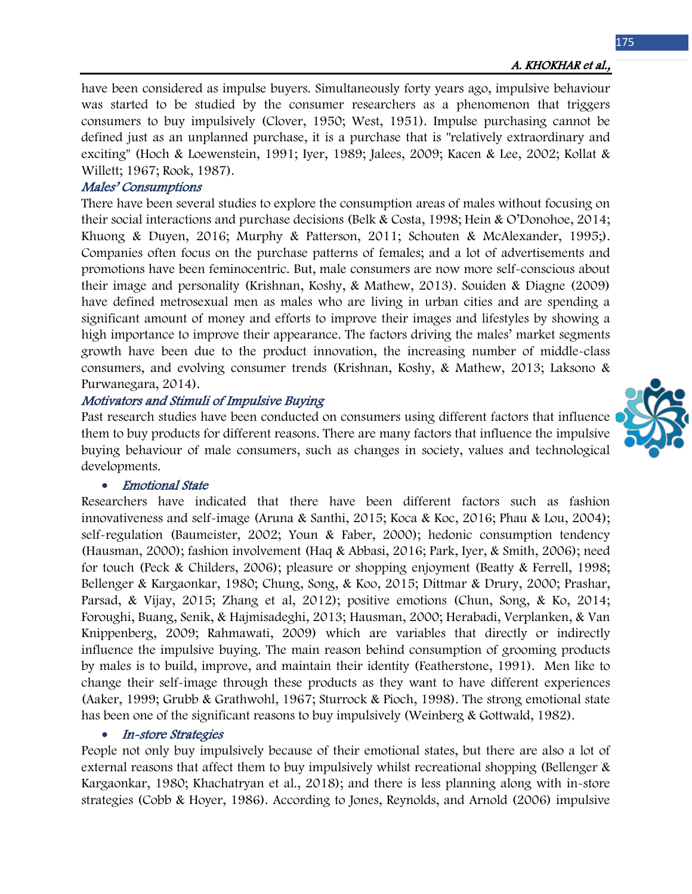have been considered as impulse buyers. Simultaneously forty years ago, impulsive behaviour was started to be studied by the consumer researchers as a phenomenon that triggers consumers to buy impulsively (Clover, 1950; West, 1951). Impulse purchasing cannot be defined just as an unplanned purchase, it is a purchase that is "relatively extraordinary and exciting" (Hoch & Loewenstein, 1991; Iyer, 1989; Jalees, 2009; Kacen & Lee, 2002; Kollat & Willett; 1967; Rook, 1987).

### *Males' Consumptions*

There have been several studies to explore the consumption areas of males without focusing on their social interactions and purchase decisions (Belk & Costa, 1998; Hein & O'Donohoe, 2014; Khuong & Duyen, 2016; Murphy & Patterson, 2011; Schouten & McAlexander, 1995;). Companies often focus on the purchase patterns of females; and a lot of advertisements and promotions have been feminocentric. But, male consumers are now more self-conscious about their image and personality (Krishnan, Koshy, & Mathew, 2013). Souiden & Diagne (2009) have defined metrosexual men as males who are living in urban cities and are spending a significant amount of money and efforts to improve their images and lifestyles by showing a high importance to improve their appearance. The factors driving the males' market segments growth have been due to the product innovation, the increasing number of middle-class consumers, and evolving consumer trends (Krishnan, Koshy, & Mathew, 2013; Laksono & Purwanegara, 2014).

### *Motivators and Stimuli of Impulsive Buying*

Past research studies have been conducted on consumers using different factors that influence them to buy products for different reasons. There are many factors that influence the impulsive buying behaviour of male consumers, such as changes in society, values and technological developments.

- *Emotional State*

Researchers have indicated that there have been different factors such as fashion innovativeness and self-image (Aruna & Santhi, 2015; Koca & Koc, 2016; Phau & Lou, 2004); self-regulation (Baumeister, 2002; Youn & Faber, 2000); hedonic consumption tendency (Hausman, 2000); fashion involvement (Haq & Abbasi, 2016; Park, Iyer, & Smith, 2006); need for touch (Peck & Childers, 2006); pleasure or shopping enjoyment (Beatty & Ferrell, 1998; Bellenger & Kargaonkar, 1980; Chung, Song, & Koo, 2015; Dittmar & Drury, 2000; Prashar, Parsad, & Vijay, 2015; Zhang et al, 2012); positive emotions (Chun, Song, & Ko, 2014; Foroughi, Buang, Senik, & Hajmisadeghi, 2013; Hausman, 2000; Herabadi, Verplanken, & Van Knippenberg, 2009; Rahmawati, 2009) which are variables that directly or indirectly influence the impulsive buying. The main reason behind consumption of grooming products by males is to build, improve, and maintain their identity (Featherstone, 1991). Men like to change their self-image through these products as they want to have different experiences (Aaker, 1999; Grubb & Grathwohl, 1967; Sturrock & Pioch, 1998). The strong emotional state has been one of the significant reasons to buy impulsively (Weinberg & Gottwald, 1982).

- *In-store Strategies*

People not only buy impulsively because of their emotional states, but there are also a lot of external reasons that affect them to buy impulsively whilst recreational shopping (Bellenger & Kargaonkar, 1980; Khachatryan et al., 2018); and there is less planning along with in-store strategies (Cobb & Hoyer, 1986). According to Jones, Reynolds, and Arnold (2006) impulsive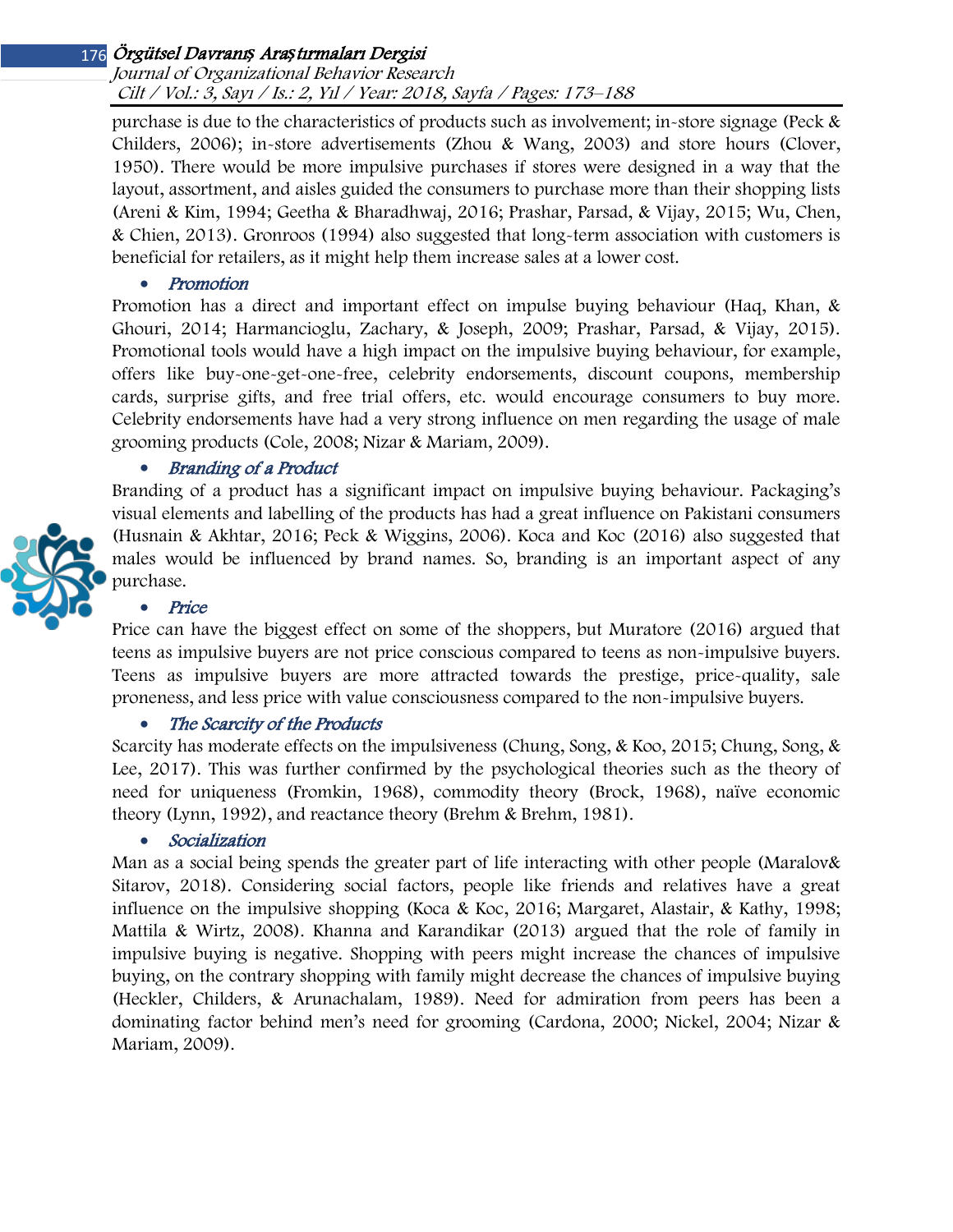purchase is due to the characteristics of products such as involvement; in-store signage (Peck & Childers, 2006); in-store advertisements (Zhou & Wang, 2003) and store hours (Clover, 1950). There would be more impulsive purchases if stores were designed in a way that the layout, assortment, and aisles guided the consumers to purchase more than their shopping lists (Areni & Kim, 1994; Geetha & Bharadhwaj, 2016; Prashar, Parsad, & Vijay, 2015; Wu, Chen, & Chien, 2013). Gronroos (1994) also suggested that long-term association with customers is beneficial for retailers, as it might help them increase sales at a lower cost.

- *Promotion*

Promotion has a direct and important effect on impulse buying behaviour (Haq, Khan, & Ghouri, 2014; Harmancioglu, Zachary, & Joseph, 2009; Prashar, Parsad, & Vijay, 2015). Promotional tools would have a high impact on the impulsive buying behaviour, for example, offers like buy-one-get-one-free, celebrity endorsements, discount coupons, membership cards, surprise gifts, and free trial offers, etc. would encourage consumers to buy more. Celebrity endorsements have had a very strong influence on men regarding the usage of male grooming products (Cole, 2008; Nizar & Mariam, 2009).

- *Branding of a Product*

Branding of a product has a significant impact on impulsive buying behaviour. Packaging's visual elements and labelling of the products has had a great influence on Pakistani consumers (Husnain & Akhtar, 2016; Peck & Wiggins, 2006). Koca and Koc (2016) also suggested that males would be influenced by brand names. So, branding is an important aspect of any purchase.

- *Price*

Price can have the biggest effect on some of the shoppers, but Muratore (2016) argued that teens as impulsive buyers are not price conscious compared to teens as non-impulsive buyers. Teens as impulsive buyers are more attracted towards the prestige, price-quality, sale proneness, and less price with value consciousness compared to the non-impulsive buyers.

- *The Scarcity of the Products*

Scarcity has moderate effects on the impulsiveness (Chung, Song, & Koo, 2015; Chung, Song, & Lee, 2017). This was further confirmed by the psychological theories such as the theory of need for uniqueness (Fromkin, 1968), commodity theory (Brock, 1968), naïve economic theory (Lynn, 1992), and reactance theory (Brehm & Brehm, 1981).

- *Socialization*

Man as a social being spends the greater part of life interacting with other people (Maralov& Sitarov, 2018). Considering social factors, people like friends and relatives have a great influence on the impulsive shopping (Koca & Koc, 2016; Margaret, Alastair, & Kathy, 1998; Mattila & Wirtz, 2008). Khanna and Karandikar (2013) argued that the role of family in impulsive buying is negative. Shopping with peers might increase the chances of impulsive buying, on the contrary shopping with family might decrease the chances of impulsive buying (Heckler, Childers, & Arunachalam, 1989). Need for admiration from peers has been a dominating factor behind men's need for grooming (Cardona, 2000; Nickel, 2004; Nizar & Mariam, 2009).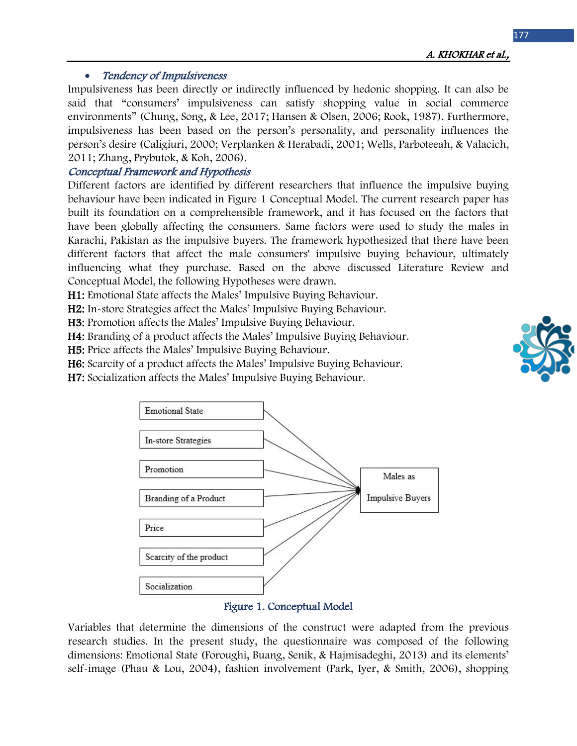- *Tendency of Impulsiveness*

Impulsiveness has been directly or indirectly influenced by hedonic shopping. It can also be said that "consumers' impulsiveness can satisfy shopping value in social commerce environments" (Chung, Song, & Lee, 2017; Hansen & Olsen, 2006; Rook, 1987). Furthermore, impulsiveness has been based on the person's personality, and personality influences the person's desire (Caligiuri, 2000; Verplanken & Herabadi, 2001; Wells, Parboteeah, & Valacich, 2011; Zhang, Prybutok, & Koh, 2006).

### *Conceptual Framework and Hypothesis*

Different factors are identified by different researchers that influence the impulsive buying behaviour have been indicated in Figure 1 Conceptual Model. The current research paper has built its foundation on a comprehensible framework, and it has focused on the factors that have been globally affecting the consumers. Same factors were used to study the males in Karachi, Pakistan as the impulsive buyers. The framework hypothesized that there have been different factors that affect the male consumers' impulsive buying behaviour, ultimately influencing what they purchase. Based on the above discussed Literature Review and Conceptual Model, the following Hypotheses were drawn.

**H1:** Emotional State affects the Males' Impulsive Buying Behaviour.
**H2:** In-store Strategies affect the Males' Impulsive Buying Behaviour.
**H3:** Promotion affects the Males' Impulsive Buying Behaviour.
**H4:** Branding of a product affects the Males' Impulsive Buying Behaviour.
**H5:** Price affects the Males' Impulsive Buying Behaviour.
**H6:** Scarcity of a product affects the Males' Impulsive Buying Behaviour.
**H7:** Socialization affects the Males' Impulsive Buying Behaviour.

Emotional State → Males as Impulsive Buyers
In-store Strategies → Males as Impulsive Buyers
Promotion → Males as Impulsive Buyers
Branding of a Product → Males as Impulsive Buyers
Price → Males as Impulsive Buyers
Scarcity of the product → Males as Impulsive Buyers
Socialization → Males as Impulsive Buyers

Figure 1. Conceptual Model

Variables that determine the dimensions of the construct were adapted from the previous research studies. In the present study, the questionnaire was composed of the following dimensions: Emotional State (Foroughi, Buang, Senik, & Hajmisadeghi, 2013) and its elements' self-image (Phau & Lou, 2004), fashion involvement (Park, Iyer, & Smith, 2006), shopping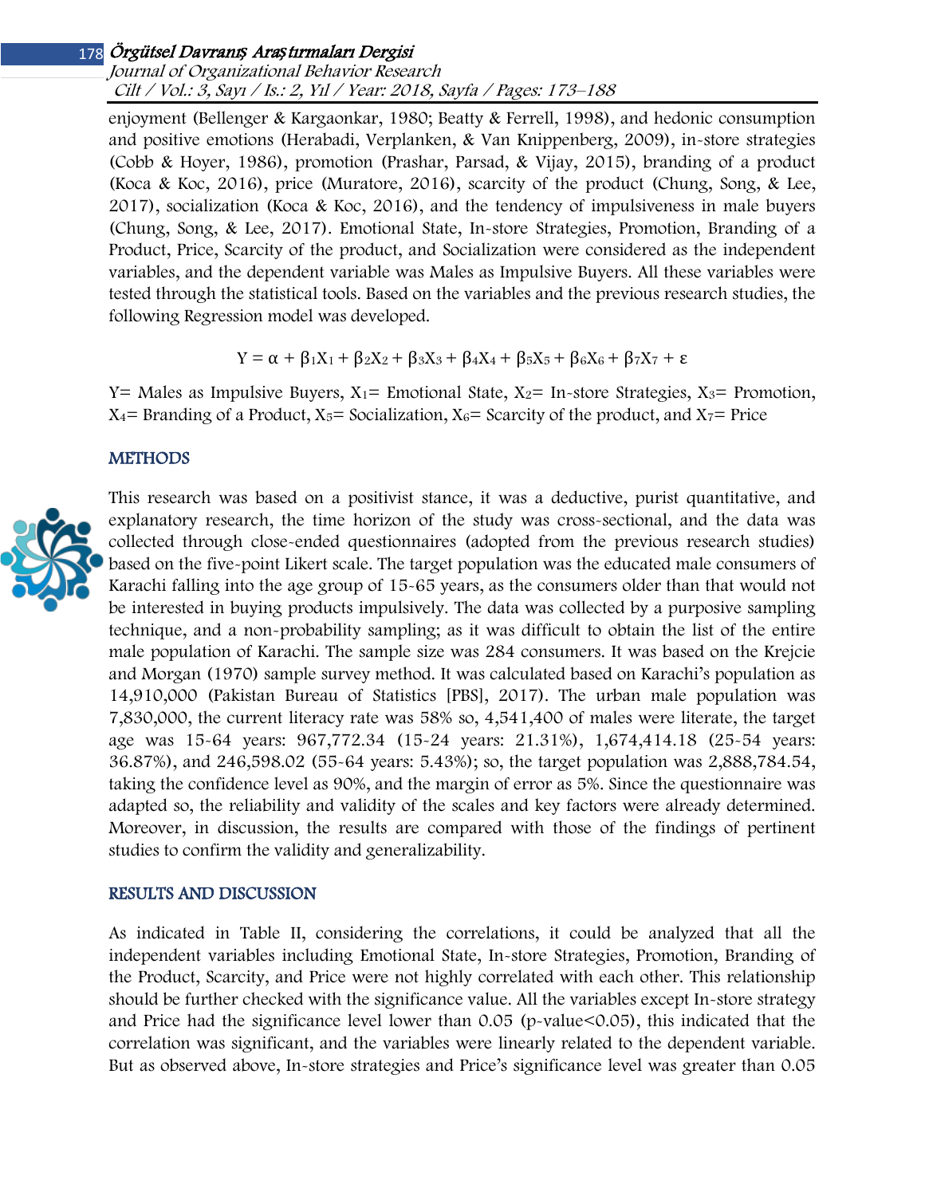enjoyment (Bellenger & Kargaonkar, 1980; Beatty & Ferrell, 1998), and hedonic consumption and positive emotions (Herabadi, Verplanken, & Van Knippenberg, 2009), in-store strategies (Cobb & Hoyer, 1986), promotion (Prashar, Parsad, & Vijay, 2015), branding of a product (Koca & Koc, 2016), price (Muratore, 2016), scarcity of the product (Chung, Song, & Lee, 2017), socialization (Koca & Koc, 2016), and the tendency of impulsiveness in male buyers (Chung, Song, & Lee, 2017). Emotional State, In-store Strategies, Promotion, Branding of a Product, Price, Scarcity of the product, and Socialization were considered as the independent variables, and the dependent variable was Males as Impulsive Buyers. All these variables were tested through the statistical tools. Based on the variables and the previous research studies, the following Regression model was developed.

$$Y = \alpha + \beta_1X_1 + \beta_2X_2 + \beta_3X_3 + \beta_4X_4 + \beta_5X_5 + \beta_6X_6 + \beta_7X_7 + \varepsilon$$

Y= Males as Impulsive Buyers, $X_1$= Emotional State, $X_2$= In-store Strategies, $X_3$= Promotion, $X_4$= Branding of a Product, $X_5$= Socialization, $X_6$= Scarcity of the product, and $X_7$= Price

## METHODS

This research was based on a positivist stance, it was a deductive, purist quantitative, and explanatory research, the time horizon of the study was cross-sectional, and the data was collected through close-ended questionnaires (adopted from the previous research studies) based on the five-point Likert scale. The target population was the educated male consumers of Karachi falling into the age group of 15-65 years, as the consumers older than that would not be interested in buying products impulsively. The data was collected by a purposive sampling technique, and a non-probability sampling; as it was difficult to obtain the list of the entire male population of Karachi. The sample size was 284 consumers. It was based on the Krejcie and Morgan (1970) sample survey method. It was calculated based on Karachi's population as 14,910,000 (Pakistan Bureau of Statistics [PBS], 2017). The urban male population was 7,830,000, the current literacy rate was 58% so, 4,541,400 of males were literate, the target age was 15-64 years: 967,772.34 (15-24 years: 21.31%), 1,674,414.18 (25-54 years: 36.87%), and 246,598.02 (55-64 years: 5.43%); so, the target population was 2,888,784.54, taking the confidence level as 90%, and the margin of error as 5%. Since the questionnaire was adapted so, the reliability and validity of the scales and key factors were already determined. Moreover, in discussion, the results are compared with those of the findings of pertinent studies to confirm the validity and generalizability.

## RESULTS AND DISCUSSION

As indicated in Table II, considering the correlations, it could be analyzed that all the independent variables including Emotional State, In-store Strategies, Promotion, Branding of the Product, Scarcity, and Price were not highly correlated with each other. This relationship should be further checked with the significance value. All the variables except In-store strategy and Price had the significance level lower than 0.05 (p-value<0.05), this indicated that the correlation was significant, and the variables were linearly related to the dependent variable. But as observed above, In-store strategies and Price's significance level was greater than 0.05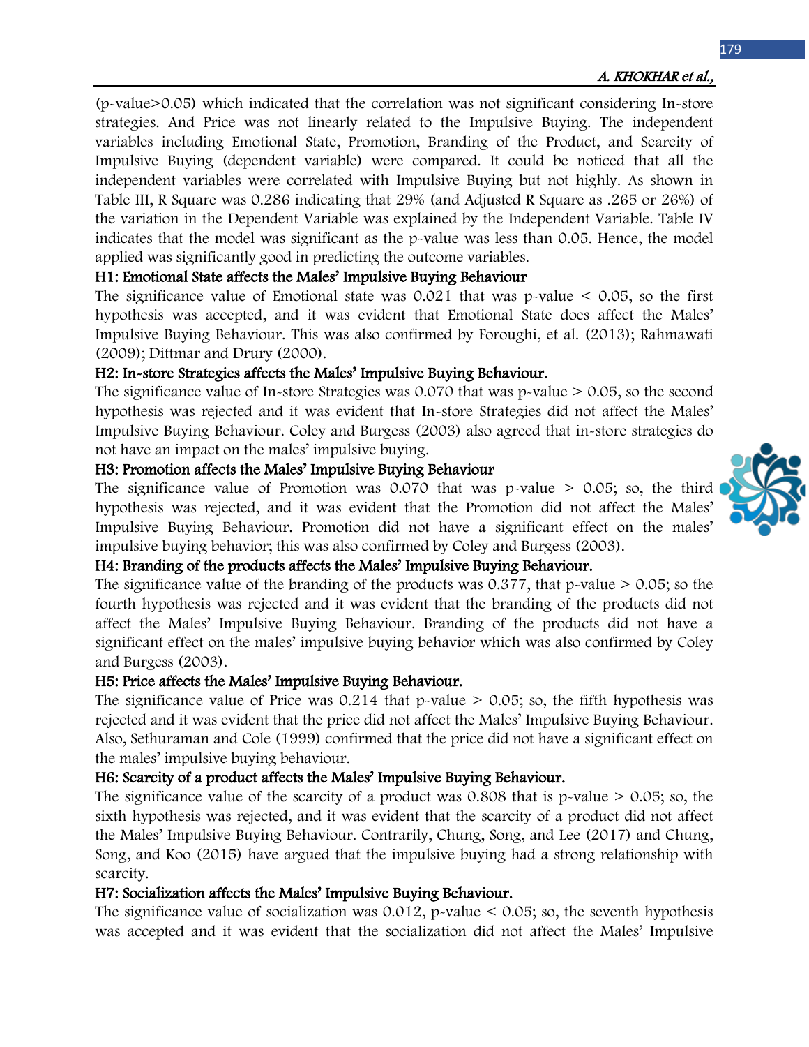(p-value>0.05) which indicated that the correlation was not significant considering In-store strategies. And Price was not linearly related to the Impulsive Buying. The independent variables including Emotional State, Promotion, Branding of the Product, and Scarcity of Impulsive Buying (dependent variable) were compared. It could be noticed that all the independent variables were correlated with Impulsive Buying but not highly. As shown in Table III, R Square was 0.286 indicating that 29% (and Adjusted R Square as .265 or 26%) of the variation in the Dependent Variable was explained by the Independent Variable. Table IV indicates that the model was significant as the p-value was less than 0.05. Hence, the model applied was significantly good in predicting the outcome variables.

**H1: Emotional State affects the Males' Impulsive Buying Behaviour**

The significance value of Emotional state was 0.021 that was p-value < 0.05, so the first hypothesis was accepted, and it was evident that Emotional State does affect the Males' Impulsive Buying Behaviour. This was also confirmed by Foroughi, et al. (2013); Rahmawati (2009); Dittmar and Drury (2000).

**H2: In-store Strategies affects the Males' Impulsive Buying Behaviour.**

The significance value of In-store Strategies was 0.070 that was p-value > 0.05, so the second hypothesis was rejected and it was evident that In-store Strategies did not affect the Males' Impulsive Buying Behaviour. Coley and Burgess (2003) also agreed that in-store strategies do not have an impact on the males' impulsive buying.

**H3: Promotion affects the Males' Impulsive Buying Behaviour**

The significance value of Promotion was 0.070 that was p-value > 0.05; so, the third hypothesis was rejected, and it was evident that the Promotion did not affect the Males' Impulsive Buying Behaviour. Promotion did not have a significant effect on the males' impulsive buying behavior; this was also confirmed by Coley and Burgess (2003).

**H4: Branding of the products affects the Males' Impulsive Buying Behaviour.**

The significance value of the branding of the products was 0.377, that p-value > 0.05; so the fourth hypothesis was rejected and it was evident that the branding of the products did not affect the Males' Impulsive Buying Behaviour. Branding of the products did not have a significant effect on the males' impulsive buying behavior which was also confirmed by Coley and Burgess (2003).

**H5: Price affects the Males' Impulsive Buying Behaviour.**

The significance value of Price was 0.214 that p-value > 0.05; so, the fifth hypothesis was rejected and it was evident that the price did not affect the Males' Impulsive Buying Behaviour. Also, Sethuraman and Cole (1999) confirmed that the price did not have a significant effect on the males' impulsive buying behaviour.

**H6: Scarcity of a product affects the Males' Impulsive Buying Behaviour.**

The significance value of the scarcity of a product was 0.808 that is p-value > 0.05; so, the sixth hypothesis was rejected, and it was evident that the scarcity of a product did not affect the Males' Impulsive Buying Behaviour. Contrarily, Chung, Song, and Lee (2017) and Chung, Song, and Koo (2015) have argued that the impulsive buying had a strong relationship with scarcity.

**H7: Socialization affects the Males' Impulsive Buying Behaviour.**

The significance value of socialization was 0.012, p-value < 0.05; so, the seventh hypothesis was accepted and it was evident that the socialization did not affect the Males' Impulsive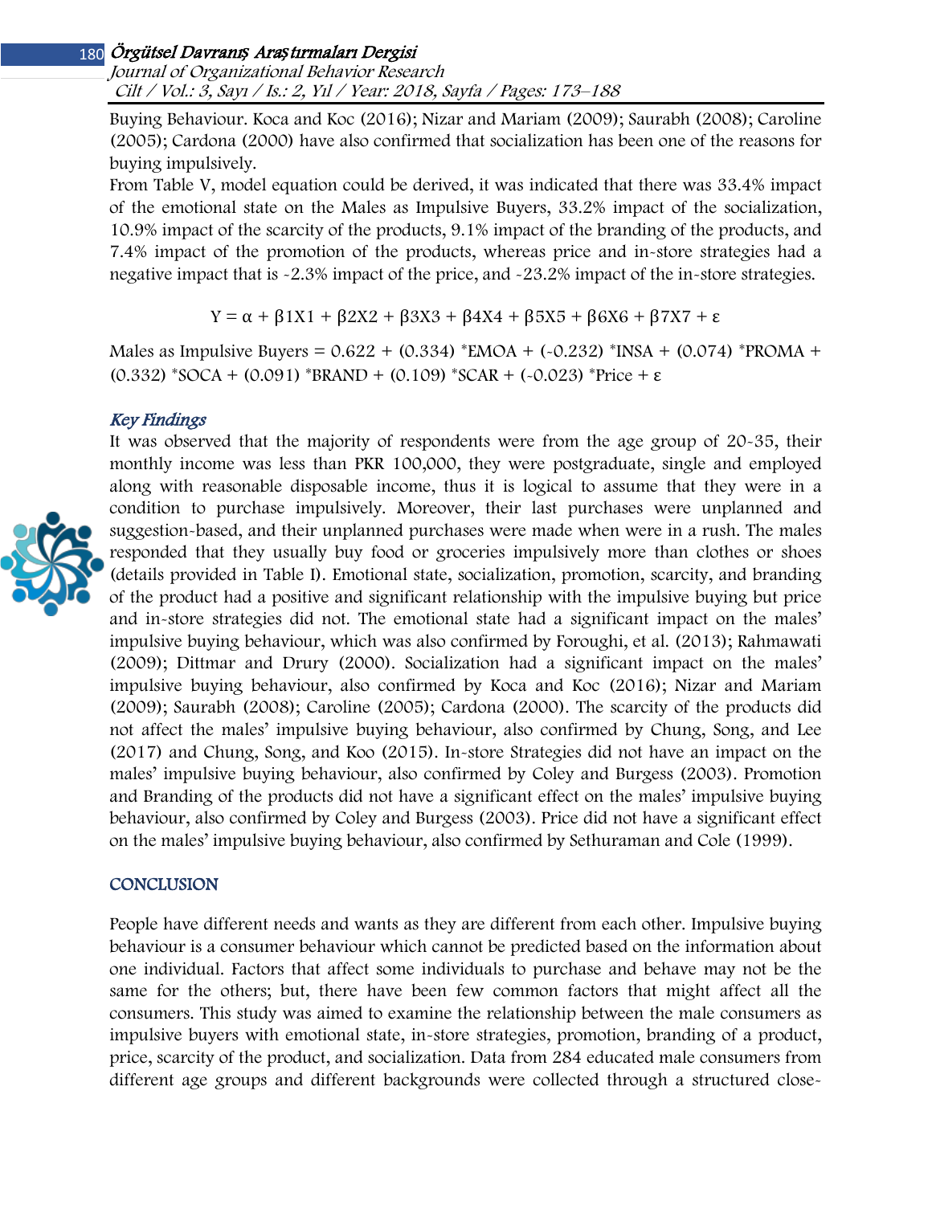Buying Behaviour. Koca and Koc (2016); Nizar and Mariam (2009); Saurabh (2008); Caroline (2005); Cardona (2000) have also confirmed that socialization has been one of the reasons for buying impulsively.

From Table V, model equation could be derived, it was indicated that there was 33.4% impact of the emotional state on the Males as Impulsive Buyers, 33.2% impact of the socialization, 10.9% impact of the scarcity of the products, 9.1% impact of the branding of the products, and 7.4% impact of the promotion of the products, whereas price and in-store strategies had a negative impact that is -2.3% impact of the price, and -23.2% impact of the in-store strategies.

$$Y = \alpha + \beta 1X1 + \beta 2X2 + \beta 3X3 + \beta 4X4 + \beta 5X5 + \beta 6X6 + \beta 7X7 + \varepsilon$$

Males as Impulsive Buyers = 0.622 + (0.334) *EMOA + (-0.232) *INSA + (0.074) *PROMA + (0.332) *SOCA + (0.091) *BRAND + (0.109) *SCAR + (-0.023) *Price + ε

### *Key Findings*

It was observed that the majority of respondents were from the age group of 20-35, their monthly income was less than PKR 100,000, they were postgraduate, single and employed along with reasonable disposable income, thus it is logical to assume that they were in a condition to purchase impulsively. Moreover, their last purchases were unplanned and suggestion-based, and their unplanned purchases were made when were in a rush. The males responded that they usually buy food or groceries impulsively more than clothes or shoes (details provided in Table I). Emotional state, socialization, promotion, scarcity, and branding of the product had a positive and significant relationship with the impulsive buying but price and in-store strategies did not. The emotional state had a significant impact on the males' impulsive buying behaviour, which was also confirmed by Foroughi, et al. (2013); Rahmawati (2009); Dittmar and Drury (2000). Socialization had a significant impact on the males' impulsive buying behaviour, also confirmed by Koca and Koc (2016); Nizar and Mariam (2009); Saurabh (2008); Caroline (2005); Cardona (2000). The scarcity of the products did not affect the males' impulsive buying behaviour, also confirmed by Chung, Song, and Lee (2017) and Chung, Song, and Koo (2015). In-store Strategies did not have an impact on the males' impulsive buying behaviour, also confirmed by Coley and Burgess (2003). Promotion and Branding of the products did not have a significant effect on the males' impulsive buying behaviour, also confirmed by Coley and Burgess (2003). Price did not have a significant effect on the males' impulsive buying behaviour, also confirmed by Sethuraman and Cole (1999).

## CONCLUSION

People have different needs and wants as they are different from each other. Impulsive buying behaviour is a consumer behaviour which cannot be predicted based on the information about one individual. Factors that affect some individuals to purchase and behave may not be the same for the others; but, there have been few common factors that might affect all the consumers. This study was aimed to examine the relationship between the male consumers as impulsive buyers with emotional state, in-store strategies, promotion, branding of a product, price, scarcity of the product, and socialization. Data from 284 educated male consumers from different age groups and different backgrounds were collected through a structured close-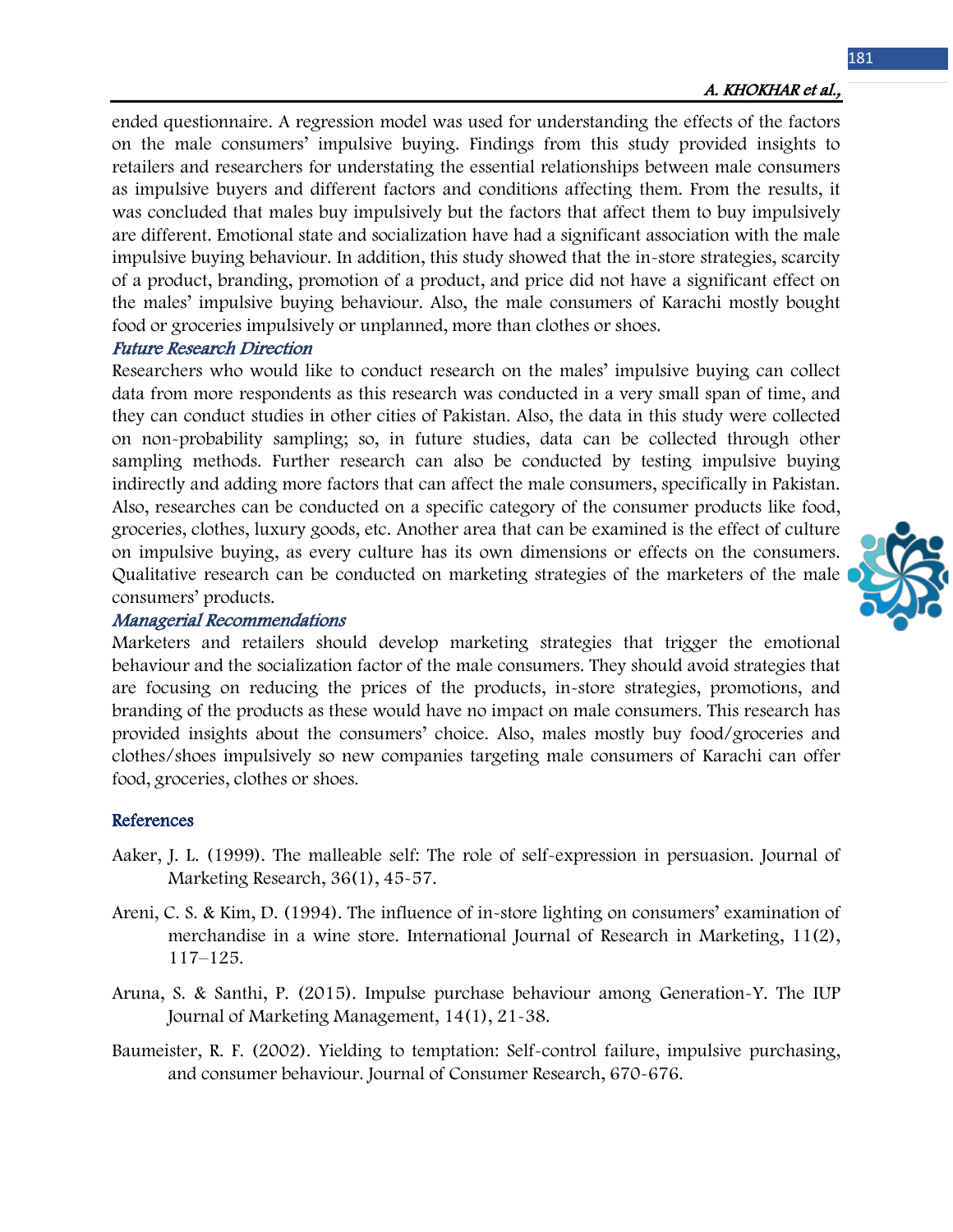ended questionnaire. A regression model was used for understanding the effects of the factors on the male consumers' impulsive buying. Findings from this study provided insights to retailers and researchers for understating the essential relationships between male consumers as impulsive buyers and different factors and conditions affecting them. From the results, it was concluded that males buy impulsively but the factors that affect them to buy impulsively are different. Emotional state and socialization have had a significant association with the male impulsive buying behaviour. In addition, this study showed that the in-store strategies, scarcity of a product, branding, promotion of a product, and price did not have a significant effect on the males' impulsive buying behaviour. Also, the male consumers of Karachi mostly bought food or groceries impulsively or unplanned, more than clothes or shoes.

### *Future Research Direction*

Researchers who would like to conduct research on the males' impulsive buying can collect data from more respondents as this research was conducted in a very small span of time, and they can conduct studies in other cities of Pakistan. Also, the data in this study were collected on non-probability sampling; so, in future studies, data can be collected through other sampling methods. Further research can also be conducted by testing impulsive buying indirectly and adding more factors that can affect the male consumers, specifically in Pakistan. Also, researches can be conducted on a specific category of the consumer products like food, groceries, clothes, luxury goods, etc. Another area that can be examined is the effect of culture on impulsive buying, as every culture has its own dimensions or effects on the consumers. Qualitative research can be conducted on marketing strategies of the marketers of the male consumers' products.

### *Managerial Recommendations*

Marketers and retailers should develop marketing strategies that trigger the emotional behaviour and the socialization factor of the male consumers. They should avoid strategies that are focusing on reducing the prices of the products, in-store strategies, promotions, and branding of the products as these would have no impact on male consumers. This research has provided insights about the consumers' choice. Also, males mostly buy food/groceries and clothes/shoes impulsively so new companies targeting male consumers of Karachi can offer food, groceries, clothes or shoes.

## References

Aaker, J. L. (1999). The malleable self: The role of self-expression in persuasion. Journal of Marketing Research, 36(1), 45-57.

Areni, C. S. & Kim, D. (1994). The influence of in-store lighting on consumers' examination of merchandise in a wine store. International Journal of Research in Marketing, 11(2), 117–125.

Aruna, S. & Santhi, P. (2015). Impulse purchase behaviour among Generation-Y. The IUP Journal of Marketing Management, 14(1), 21-38.

Baumeister, R. F. (2002). Yielding to temptation: Self-control failure, impulsive purchasing, and consumer behaviour. Journal of Consumer Research, 670-676.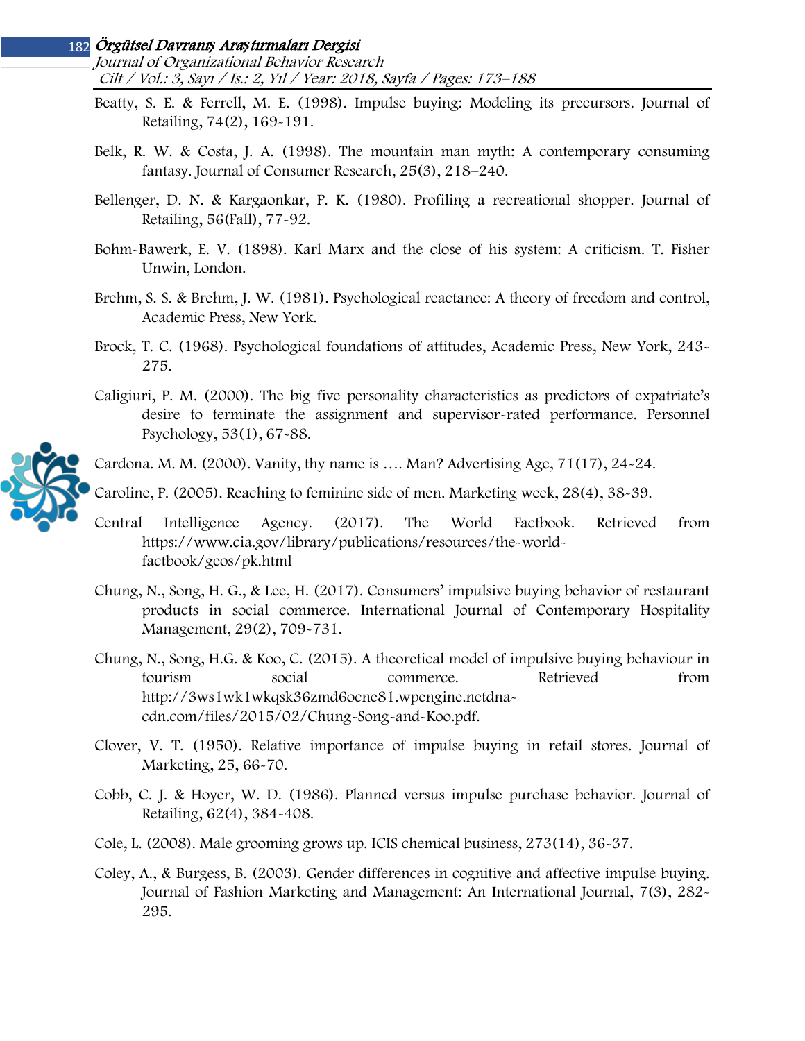Beatty, S. E. & Ferrell, M. E. (1998). Impulse buying: Modeling its precursors. Journal of Retailing, 74(2), 169-191.

Belk, R. W. & Costa, J. A. (1998). The mountain man myth: A contemporary consuming fantasy. Journal of Consumer Research, 25(3), 218–240.

Bellenger, D. N. & Kargaonkar, P. K. (1980). Profiling a recreational shopper. Journal of Retailing, 56(Fall), 77-92.

Bohm-Bawerk, E. V. (1898). Karl Marx and the close of his system: A criticism. T. Fisher Unwin, London.

Brehm, S. S. & Brehm, J. W. (1981). Psychological reactance: A theory of freedom and control, Academic Press, New York.

Brock, T. C. (1968). Psychological foundations of attitudes, Academic Press, New York, 243-275.

Caligiuri, P. M. (2000). The big five personality characteristics as predictors of expatriate's desire to terminate the assignment and supervisor-rated performance. Personnel Psychology, 53(1), 67-88.

Cardona. M. M. (2000). Vanity, thy name is …. Man? Advertising Age, 71(17), 24-24.

Caroline, P. (2005). Reaching to feminine side of men. Marketing week, 28(4), 38-39.

Central Intelligence Agency. (2017). The World Factbook. Retrieved from https://www.cia.gov/library/publications/resources/the-world-factbook/geos/pk.html

Chung, N., Song, H. G., & Lee, H. (2017). Consumers' impulsive buying behavior of restaurant products in social commerce. International Journal of Contemporary Hospitality Management, 29(2), 709-731.

Chung, N., Song, H.G. & Koo, C. (2015). A theoretical model of impulsive buying behaviour in tourism social commerce. Retrieved from http://3ws1wk1wkqsk36zmd6ocne81.wpengine.netdna-cdn.com/files/2015/02/Chung-Song-and-Koo.pdf.

Clover, V. T. (1950). Relative importance of impulse buying in retail stores. Journal of Marketing, 25, 66-70.

Cobb, C. J. & Hoyer, W. D. (1986). Planned versus impulse purchase behavior. Journal of Retailing, 62(4), 384-408.

Cole, L. (2008). Male grooming grows up. ICIS chemical business, 273(14), 36-37.

Coley, A., & Burgess, B. (2003). Gender differences in cognitive and affective impulse buying. Journal of Fashion Marketing and Management: An International Journal, 7(3), 282-295.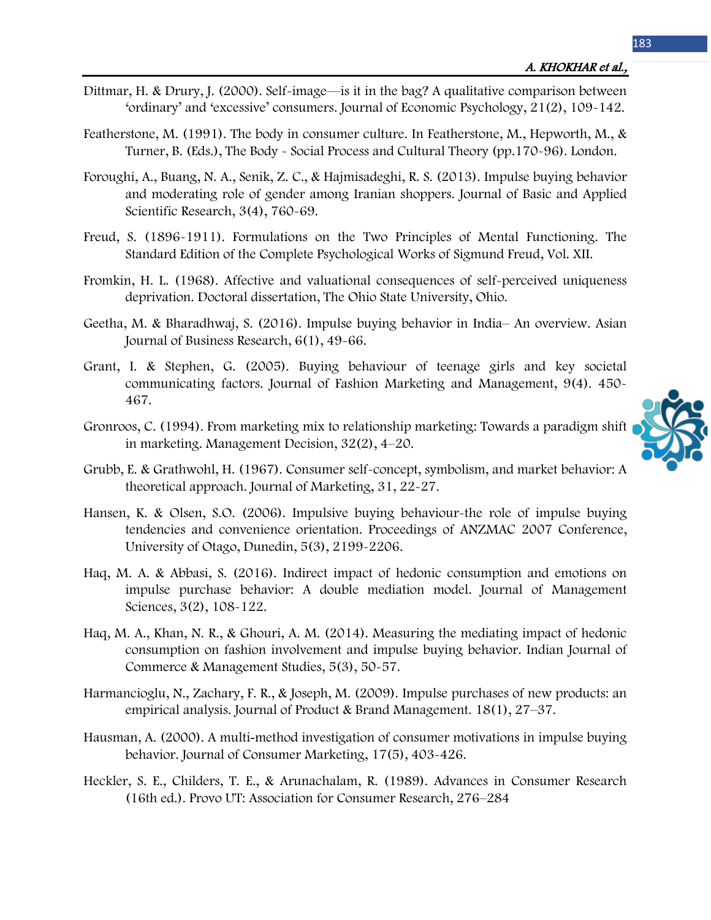Dittmar, H. & Drury, J. (2000). Self-image—is it in the bag? A qualitative comparison between 'ordinary' and 'excessive' consumers. Journal of Economic Psychology, 21(2), 109-142.

Featherstone, M. (1991). The body in consumer culture. In Featherstone, M., Hepworth, M., & Turner, B. (Eds.), The Body - Social Process and Cultural Theory (pp.170-96). London.

Foroughi, A., Buang, N. A., Senik, Z. C., & Hajmisadeghi, R. S. (2013). Impulse buying behavior and moderating role of gender among Iranian shoppers. Journal of Basic and Applied Scientific Research, 3(4), 760-69.

Freud, S. (1896-1911). Formulations on the Two Principles of Mental Functioning. The Standard Edition of the Complete Psychological Works of Sigmund Freud, Vol. XII.

Fromkin, H. L. (1968). Affective and valuational consequences of self-perceived uniqueness deprivation. Doctoral dissertation, The Ohio State University, Ohio.

Geetha, M. & Bharadhwaj, S. (2016). Impulse buying behavior in India– An overview. Asian Journal of Business Research, 6(1), 49-66.

Grant, I. & Stephen, G. (2005). Buying behaviour of teenage girls and key societal communicating factors. Journal of Fashion Marketing and Management, 9(4). 450-467.

Gronroos, C. (1994). From marketing mix to relationship marketing: Towards a paradigm shift in marketing. Management Decision, 32(2), 4–20.

Grubb, E. & Grathwohl, H. (1967). Consumer self-concept, symbolism, and market behavior: A theoretical approach. Journal of Marketing, 31, 22-27.

Hansen, K. & Olsen, S.O. (2006). Impulsive buying behaviour-the role of impulse buying tendencies and convenience orientation. Proceedings of ANZMAC 2007 Conference, University of Otago, Dunedin, 5(3), 2199-2206.

Haq, M. A. & Abbasi, S. (2016). Indirect impact of hedonic consumption and emotions on impulse purchase behavior: A double mediation model. Journal of Management Sciences, 3(2), 108-122.

Haq, M. A., Khan, N. R., & Ghouri, A. M. (2014). Measuring the mediating impact of hedonic consumption on fashion involvement and impulse buying behavior. Indian Journal of Commerce & Management Studies, 5(3), 50-57.

Harmancioglu, N., Zachary, F. R., & Joseph, M. (2009). Impulse purchases of new products: an empirical analysis. Journal of Product & Brand Management. 18(1), 27–37.

Hausman, A. (2000). A multi-method investigation of consumer motivations in impulse buying behavior. Journal of Consumer Marketing, 17(5), 403-426.

Heckler, S. E., Childers, T. E., & Arunachalam, R. (1989). Advances in Consumer Research (16th ed.). Provo UT: Association for Consumer Research, 276–284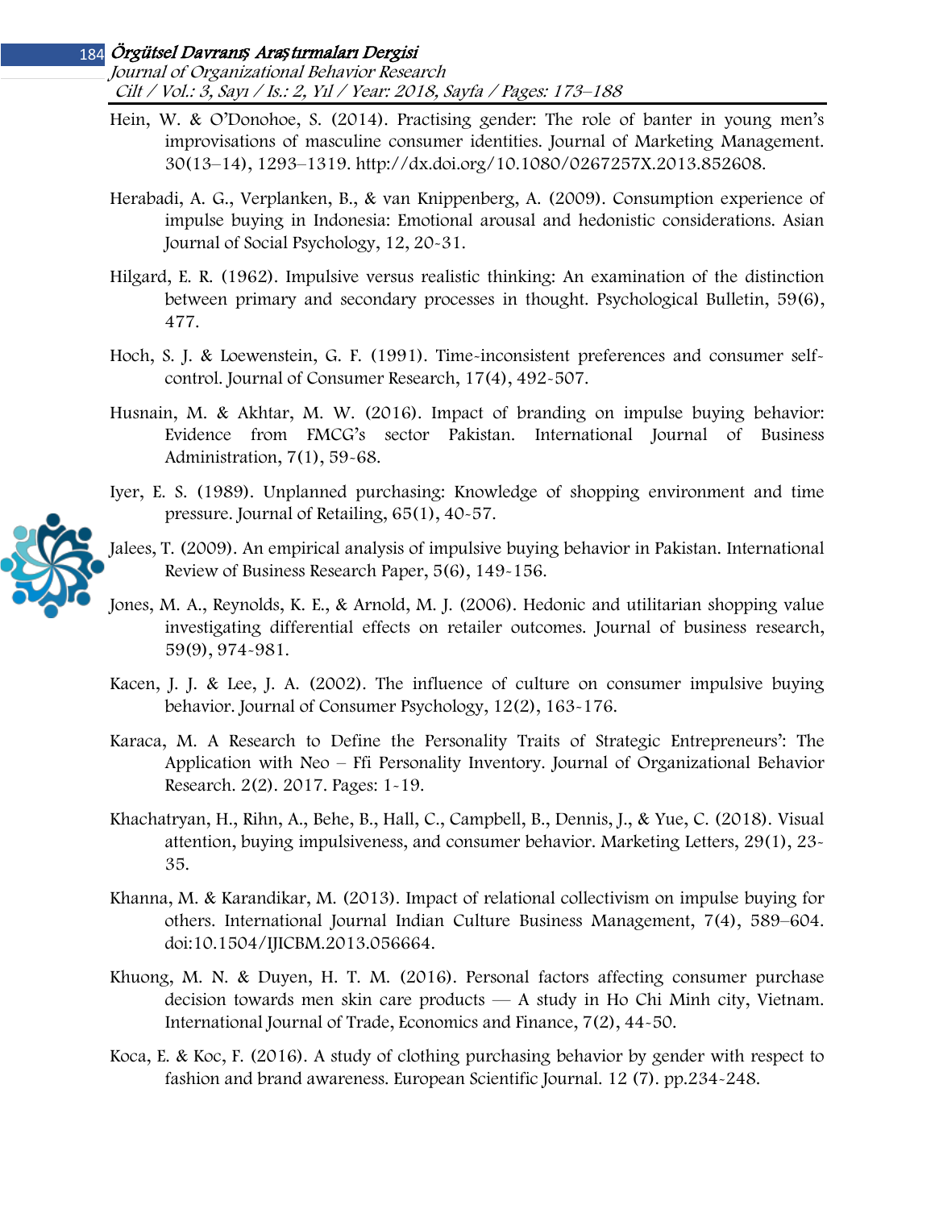Hein, W. & O'Donohoe, S. (2014). Practising gender: The role of banter in young men's improvisations of masculine consumer identities. Journal of Marketing Management. 30(13–14), 1293–1319. http://dx.doi.org/10.1080/0267257X.2013.852608.

Herabadi, A. G., Verplanken, B., & van Knippenberg, A. (2009). Consumption experience of impulse buying in Indonesia: Emotional arousal and hedonistic considerations. Asian Journal of Social Psychology, 12, 20-31.

Hilgard, E. R. (1962). Impulsive versus realistic thinking: An examination of the distinction between primary and secondary processes in thought. Psychological Bulletin, 59(6), 477.

Hoch, S. J. & Loewenstein, G. F. (1991). Time-inconsistent preferences and consumer self-control. Journal of Consumer Research, 17(4), 492-507.

Husnain, M. & Akhtar, M. W. (2016). Impact of branding on impulse buying behavior: Evidence from FMCG's sector Pakistan. International Journal of Business Administration, 7(1), 59-68.

Iyer, E. S. (1989). Unplanned purchasing: Knowledge of shopping environment and time pressure. Journal of Retailing, 65(1), 40-57.

Jalees, T. (2009). An empirical analysis of impulsive buying behavior in Pakistan. International Review of Business Research Paper, 5(6), 149-156.

Jones, M. A., Reynolds, K. E., & Arnold, M. J. (2006). Hedonic and utilitarian shopping value investigating differential effects on retailer outcomes. Journal of business research, 59(9), 974-981.

Kacen, J. J. & Lee, J. A. (2002). The influence of culture on consumer impulsive buying behavior. Journal of Consumer Psychology, 12(2), 163-176.

Karaca, M. A Research to Define the Personality Traits of Strategic Entrepreneurs': The Application with Neo – Ffi Personality Inventory. Journal of Organizational Behavior Research. 2(2). 2017. Pages: 1-19.

Khachatryan, H., Rihn, A., Behe, B., Hall, C., Campbell, B., Dennis, J., & Yue, C. (2018). Visual attention, buying impulsiveness, and consumer behavior. Marketing Letters, 29(1), 23-35.

Khanna, M. & Karandikar, M. (2013). Impact of relational collectivism on impulse buying for others. International Journal Indian Culture Business Management, 7(4), 589–604. doi:10.1504/IJICBM.2013.056664.

Khuong, M. N. & Duyen, H. T. M. (2016). Personal factors affecting consumer purchase decision towards men skin care products — A study in Ho Chi Minh city, Vietnam. International Journal of Trade, Economics and Finance, 7(2), 44-50.

Koca, E. & Koc, F. (2016). A study of clothing purchasing behavior by gender with respect to fashion and brand awareness. European Scientific Journal. 12 (7). pp.234-248.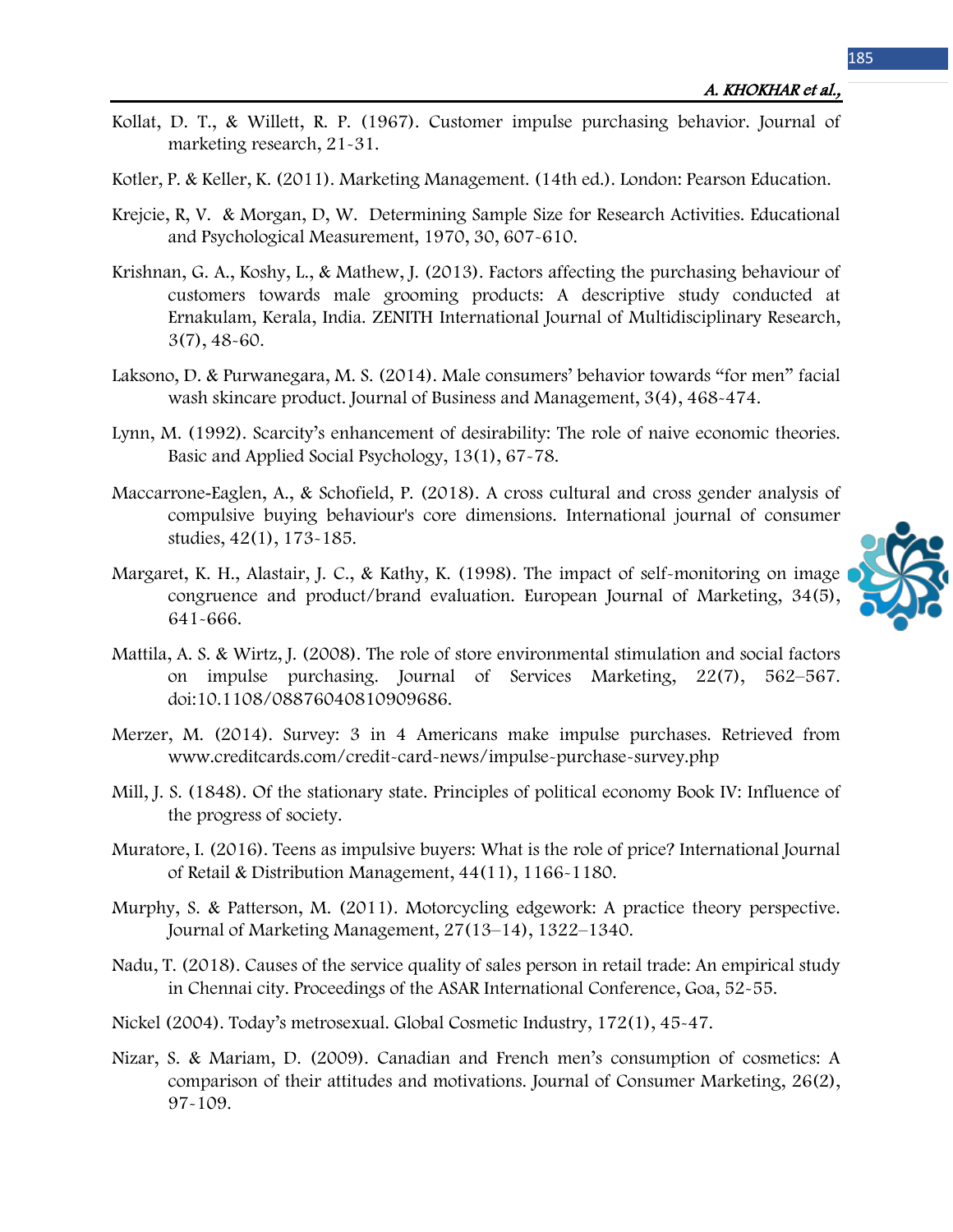Kollat, D. T., & Willett, R. P. (1967). Customer impulse purchasing behavior. Journal of marketing research, 21-31.

Kotler, P. & Keller, K. (2011). Marketing Management. (14th ed.). London: Pearson Education.

Krejcie, R, V. & Morgan, D, W. Determining Sample Size for Research Activities. Educational and Psychological Measurement, 1970, 30, 607-610.

Krishnan, G. A., Koshy, L., & Mathew, J. (2013). Factors affecting the purchasing behaviour of customers towards male grooming products: A descriptive study conducted at Ernakulam, Kerala, India. ZENITH International Journal of Multidisciplinary Research, 3(7), 48-60.

Laksono, D. & Purwanegara, M. S. (2014). Male consumers' behavior towards "for men" facial wash skincare product. Journal of Business and Management, 3(4), 468-474.

Lynn, M. (1992). Scarcity's enhancement of desirability: The role of naive economic theories. Basic and Applied Social Psychology, 13(1), 67-78.

Maccarrone-Eaglen, A., & Schofield, P. (2018). A cross cultural and cross gender analysis of compulsive buying behaviour's core dimensions. International journal of consumer studies, 42(1), 173-185.

Margaret, K. H., Alastair, J. C., & Kathy, K. (1998). The impact of self-monitoring on image congruence and product/brand evaluation. European Journal of Marketing, 34(5), 641-666.

Mattila, A. S. & Wirtz, J. (2008). The role of store environmental stimulation and social factors on impulse purchasing. Journal of Services Marketing, 22(7), 562–567. doi:10.1108/08876040810909686.

Merzer, M. (2014). Survey: 3 in 4 Americans make impulse purchases. Retrieved from www.creditcards.com/credit-card-news/impulse-purchase-survey.php

Mill, J. S. (1848). Of the stationary state. Principles of political economy Book IV: Influence of the progress of society.

Muratore, I. (2016). Teens as impulsive buyers: What is the role of price? International Journal of Retail & Distribution Management, 44(11), 1166-1180.

Murphy, S. & Patterson, M. (2011). Motorcycling edgework: A practice theory perspective. Journal of Marketing Management, 27(13–14), 1322–1340.

Nadu, T. (2018). Causes of the service quality of sales person in retail trade: An empirical study in Chennai city. Proceedings of the ASAR International Conference, Goa, 52-55.

Nickel (2004). Today's metrosexual. Global Cosmetic Industry, 172(1), 45-47.

Nizar, S. & Mariam, D. (2009). Canadian and French men's consumption of cosmetics: A comparison of their attitudes and motivations. Journal of Consumer Marketing, 26(2), 97-109.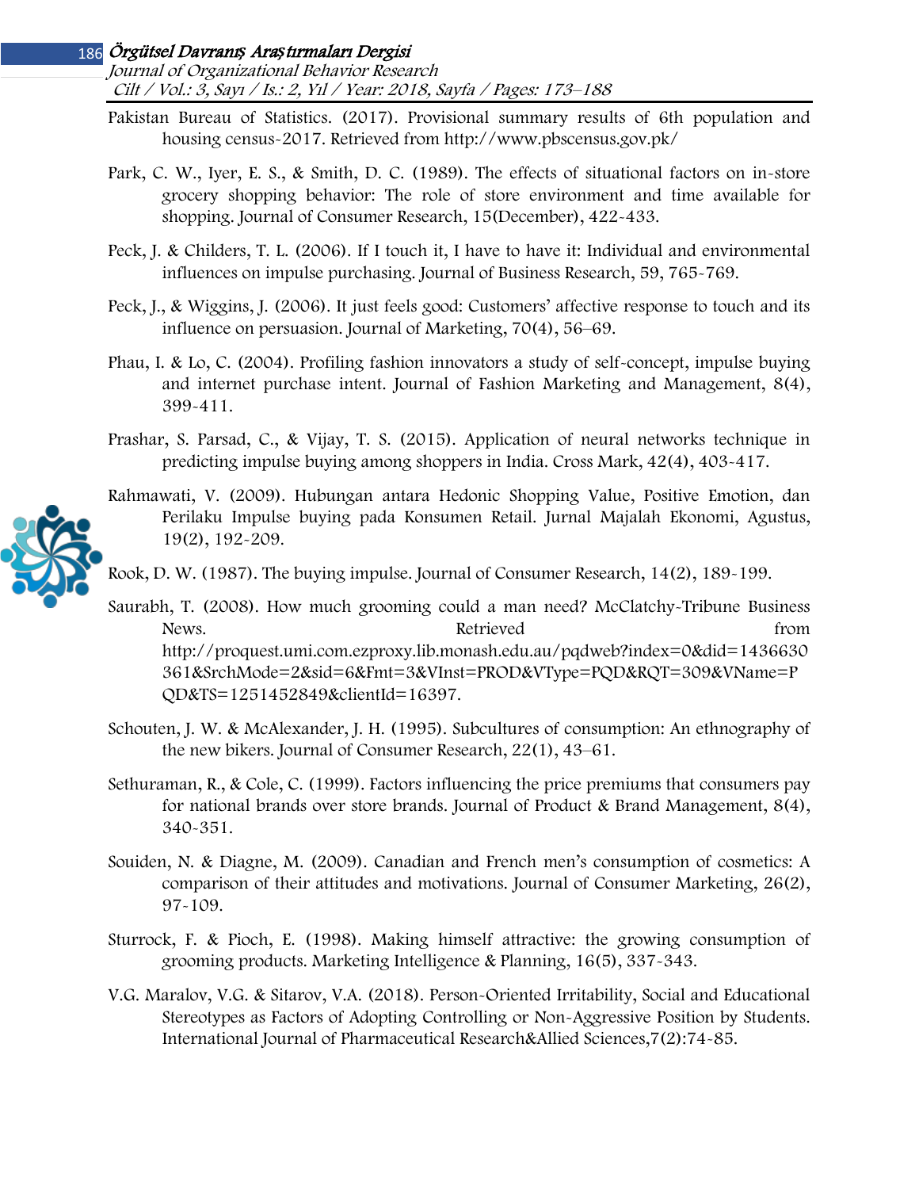Pakistan Bureau of Statistics. (2017). Provisional summary results of 6th population and housing census-2017. Retrieved from http://www.pbscensus.gov.pk/

Park, C. W., Iyer, E. S., & Smith, D. C. (1989). The effects of situational factors on in-store grocery shopping behavior: The role of store environment and time available for shopping. Journal of Consumer Research, 15(December), 422-433.

Peck, J. & Childers, T. L. (2006). If I touch it, I have to have it: Individual and environmental influences on impulse purchasing. Journal of Business Research, 59, 765-769.

Peck, J., & Wiggins, J. (2006). It just feels good: Customers' affective response to touch and its influence on persuasion. Journal of Marketing, 70(4), 56–69.

Phau, I. & Lo, C. (2004). Profiling fashion innovators a study of self-concept, impulse buying and internet purchase intent. Journal of Fashion Marketing and Management, 8(4), 399-411.

Prashar, S. Parsad, C., & Vijay, T. S. (2015). Application of neural networks technique in predicting impulse buying among shoppers in India. Cross Mark, 42(4), 403-417.

Rahmawati, V. (2009). Hubungan antara Hedonic Shopping Value, Positive Emotion, dan Perilaku Impulse buying pada Konsumen Retail. Jurnal Majalah Ekonomi, Agustus, 19(2), 192-209.

Rook, D. W. (1987). The buying impulse. Journal of Consumer Research, 14(2), 189-199.

Saurabh, T. (2008). How much grooming could a man need? McClatchy-Tribune Business News. Retrieved from http://proquest.umi.com.ezproxy.lib.monash.edu.au/pqdweb?index=0&did=1436630361&SrchMode=2&sid=6&Fmt=3&VInst=PROD&VType=PQD&RQT=309&VName=PQD&TS=1251452849&clientId=16397.

Schouten, J. W. & McAlexander, J. H. (1995). Subcultures of consumption: An ethnography of the new bikers. Journal of Consumer Research, 22(1), 43–61.

Sethuraman, R., & Cole, C. (1999). Factors influencing the price premiums that consumers pay for national brands over store brands. Journal of Product & Brand Management, 8(4), 340-351.

Souiden, N. & Diagne, M. (2009). Canadian and French men's consumption of cosmetics: A comparison of their attitudes and motivations. Journal of Consumer Marketing, 26(2), 97-109.

Sturrock, F. & Pioch, E. (1998). Making himself attractive: the growing consumption of grooming products. Marketing Intelligence & Planning, 16(5), 337-343.

V.G. Maralov, V.G. & Sitarov, V.A. (2018). Person-Oriented Irritability, Social and Educational Stereotypes as Factors of Adopting Controlling or Non-Aggressive Position by Students. International Journal of Pharmaceutical Research&Allied Sciences,7(2):74-85.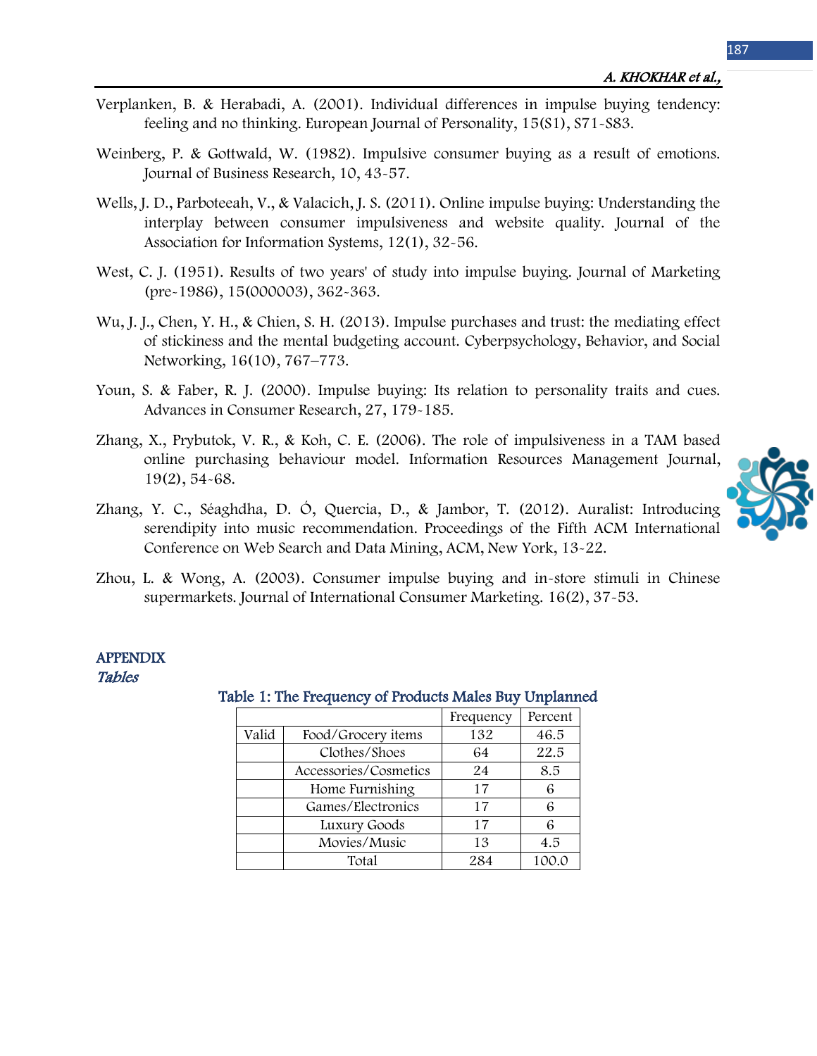Verplanken, B. & Herabadi, A. (2001). Individual differences in impulse buying tendency: feeling and no thinking. European Journal of Personality, 15(S1), S71-S83.

Weinberg, P. & Gottwald, W. (1982). Impulsive consumer buying as a result of emotions. Journal of Business Research, 10, 43-57.

Wells, J. D., Parboteeah, V., & Valacich, J. S. (2011). Online impulse buying: Understanding the interplay between consumer impulsiveness and website quality. Journal of the Association for Information Systems, 12(1), 32-56.

West, C. J. (1951). Results of two years' of study into impulse buying. Journal of Marketing (pre-1986), 15(000003), 362-363.

Wu, J. J., Chen, Y. H., & Chien, S. H. (2013). Impulse purchases and trust: the mediating effect of stickiness and the mental budgeting account. Cyberpsychology, Behavior, and Social Networking, 16(10), 767–773.

Youn, S. & Faber, R. J. (2000). Impulse buying: Its relation to personality traits and cues. Advances in Consumer Research, 27, 179-185.

Zhang, X., Prybutok, V. R., & Koh, C. E. (2006). The role of impulsiveness in a TAM based online purchasing behaviour model. Information Resources Management Journal, 19(2), 54-68.

Zhang, Y. C., Séaghdha, D. Ó, Quercia, D., & Jambor, T. (2012). Auralist: Introducing serendipity into music recommendation. Proceedings of the Fifth ACM International Conference on Web Search and Data Mining, ACM, New York, 13-22.

Zhou, L. & Wong, A. (2003). Consumer impulse buying and in-store stimuli in Chinese supermarkets. Journal of International Consumer Marketing. 16(2), 37-53.

## APPENDIX

### *Tables*

**Table 1: The Frequency of Products Males Buy Unplanned**

| | | Frequency | Percent |
|---|---|---|---|
| Valid | Food/Grocery items | 132 | 46.5 |
| | Clothes/Shoes | 64 | 22.5 |
| | Accessories/Cosmetics | 24 | 8.5 |
| | Home Furnishing | 17 | 6 |
| | Games/Electronics | 17 | 6 |
| | Luxury Goods | 17 | 6 |
| | Movies/Music | 13 | 4.5 |
| | Total | 284 | 100.0 |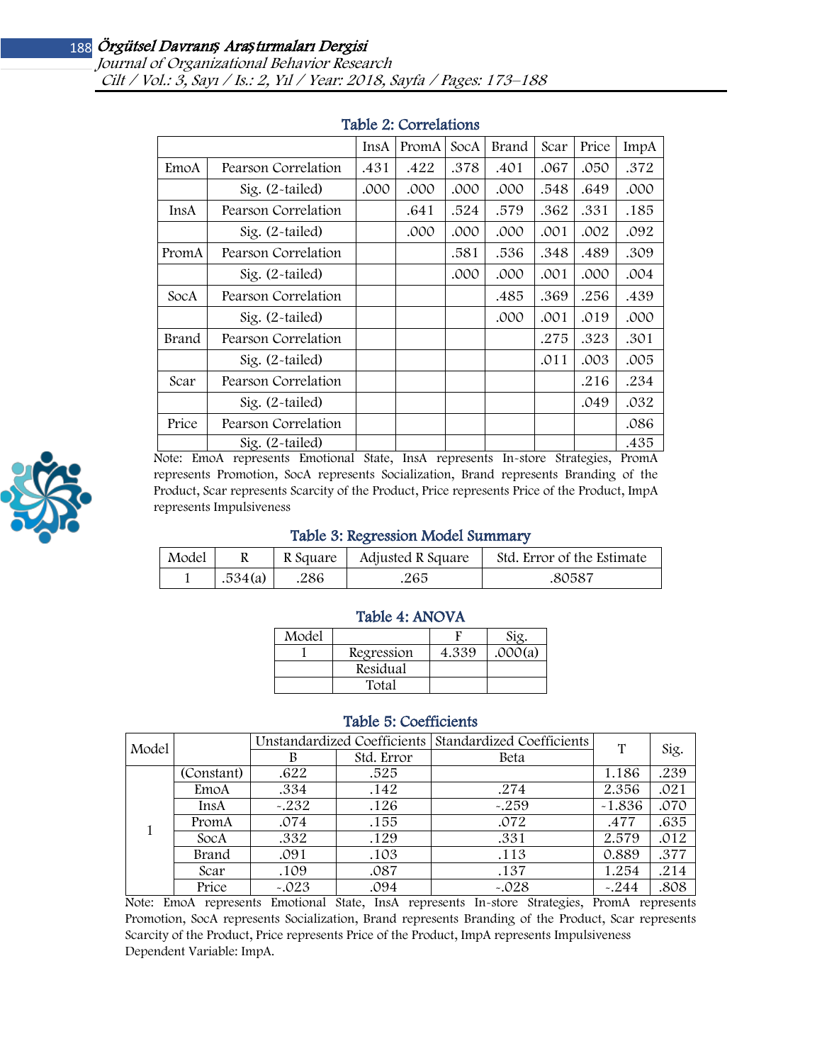### Table 2: Correlations

| | | InsA | PromA | SocA | Brand | Scar | Price | ImpA |
|---|---|---|---|---|---|---|---|---|
| EmoA | Pearson Correlation | .431 | .422 | .378 | .401 | .067 | .050 | .372 |
| | Sig. (2-tailed) | .000 | .000 | .000 | .000 | .548 | .649 | .000 |
| InsA | Pearson Correlation | | .641 | .524 | .579 | .362 | .331 | .185 |
| | Sig. (2-tailed) | | .000 | .000 | .000 | .001 | .002 | .092 |
| PromA | Pearson Correlation | | | .581 | .536 | .348 | .489 | .309 |
| | Sig. (2-tailed) | | | .000 | .000 | .001 | .000 | .004 |
| SocA | Pearson Correlation | | | | .485 | .369 | .256 | .439 |
| | Sig. (2-tailed) | | | | .000 | .001 | .019 | .000 |
| Brand | Pearson Correlation | | | | | .275 | .323 | .301 |
| | Sig. (2-tailed) | | | | | .011 | .003 | .005 |
| Scar | Pearson Correlation | | | | | | .216 | .234 |
| | Sig. (2-tailed) | | | | | | .049 | .032 |
| Price | Pearson Correlation | | | | | | | .086 |
| | Sig. (2-tailed) | | | | | | | .435 |

Note: EmoA represents Emotional State, InsA represents In-store Strategies, PromA represents Promotion, SocA represents Socialization, Brand represents Branding of the Product, Scar represents Scarcity of the Product, Price represents Price of the Product, ImpA represents Impulsiveness

### Table 3: Regression Model Summary

| Model | R | R Square | Adjusted R Square | Std. Error of the Estimate |
|---|---|---|---|---|
| 1 | .534(a) | .286 | .265 | .80587 |

### Table 4: ANOVA

| Model | | F | Sig. |
|---|---|---|---|
| 1 | Regression | 4.339 | .000(a) |
| | Residual | | |
| | Total | | |

### Table 5: Coefficients

| Model | | Unstandardized Coefficients | | Standardized Coefficients | T | Sig. |
|---|---|---|---|---|---|---|
| | | B | Std. Error | Beta | | |
| 1 | (Constant) | .622 | .525 | | 1.186 | .239 |
| | EmoA | .334 | .142 | .274 | 2.356 | .021 |
| | InsA | -.232 | .126 | -.259 | -1.836 | .070 |
| | PromA | .074 | .155 | .072 | .477 | .635 |
| | SocA | .332 | .129 | .331 | 2.579 | .012 |
| | Brand | .091 | .103 | .113 | 0.889 | .377 |
| | Scar | .109 | .087 | .137 | 1.254 | .214 |
| | Price | -.023 | .094 | -.028 | -.244 | .808 |

Note: EmoA represents Emotional State, InsA represents In-store Strategies, PromA represents Promotion, SocA represents Socialization, Brand represents Branding of the Product, Scar represents Scarcity of the Product, Price represents Price of the Product, ImpA represents Impulsiveness
Dependent Variable: ImpA.